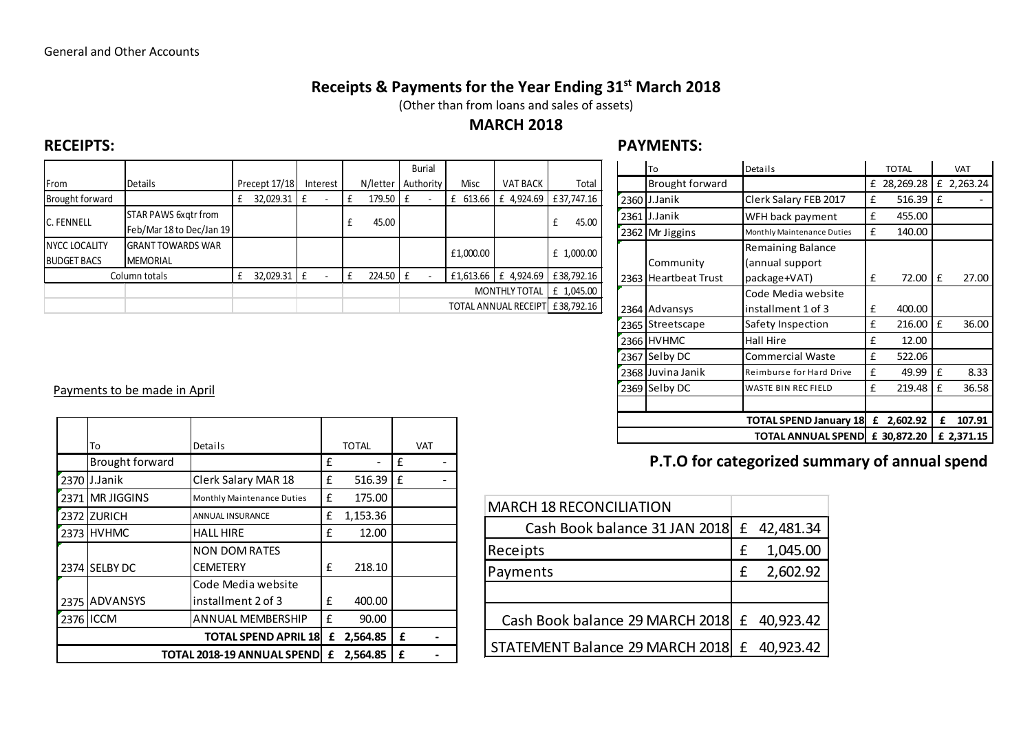General and Other Accounts

# Receipts & Payments for the Year Ending 31st March 2018

(Other than from loans and sales of assets)

## MARCH 2018

## RECEIPTS:

| From | Details | Precept 17/18 | Interest | N/letter | Burial Authority | Misc | VAT BACK | Total |
|---|---|---|---|---|---|---|---|---|
| Brought forward | | £ 32,029.31 | £ - | £ 179.50 | £ - | £ 613.66 | £ 4,924.69 | £37,747.16 |
| C. FENNELL | STAR PAWS 6xqtr from Feb/Mar 18 to Dec/Jan 19 | | | £ 45.00 | | | | £ 45.00 |
| NYCC LOCALITY BUDGET BACS | GRANT TOWARDS WAR MEMORIAL | | | | | £1,000.00 | | £ 1,000.00 |
| Column totals | | £ 32,029.31 | £ - | £ 224.50 | £ - | £1,613.66 | £ 4,924.69 | £38,792.16 |
| | | | | | | | MONTHLY TOTAL | £ 1,045.00 |
| | | | | | | | TOTAL ANNUAL RECEIPT | £38,792.16 |

## PAYMENTS:

| | To | Details | TOTAL | VAT |
|---|---|---|---|---|
| | Brought forward | | £ 28,269.28 | £ 2,263.24 |
| 2360 | J.Janik | Clerk Salary FEB 2017 | £ 516.39 | £ - |
| 2361 | J.Janik | WFH back payment | £ 455.00 | |
| 2362 | Mr Jiggins | Monthly Maintenance Duties | £ 140.00 | |
| 2363 | Community Heartbeat Trust | Remaining Balance (annual support package+VAT) | £ 72.00 | £ 27.00 |
| 2364 | Advansys | Code Media website installment 1 of 3 | £ 400.00 | |
| 2365 | Streetscape | Safety Inspection | £ 216.00 | £ 36.00 |
| 2366 | HVHMC | Hall Hire | £ 12.00 | |
| 2367 | Selby DC | Commercial Waste | £ 522.06 | |
| 2368 | Juvina Janik | Reimburse for Hard Drive | £ 49.99 | £ 8.33 |
| 2369 | Selby DC | WASTE BIN REC FIELD | £ 219.48 | £ 36.58 |
| | | | | |
| | | **TOTAL SPEND January 18** | **£ 2,602.92** | **£ 107.91** |
| | | **TOTAL ANNUAL SPEND** | **£ 30,872.20** | **£ 2,371.15** |

## P.T.O for categorized summary of annual spend

Payments to be made in April

| | To | Details | TOTAL | VAT |
|---|---|---|---|---|
| | Brought forward | | £ - | £ - |
| 2370 | J.Janik | Clerk Salary MAR 18 | £ 516.39 | £ - |
| 2371 | MR JIGGINS | Monthly Maintenance Duties | £ 175.00 | |
| 2372 | ZURICH | ANNUAL INSURANCE | £ 1,153.36 | |
| 2373 | HVHMC | HALL HIRE | £ 12.00 | |
| 2374 | SELBY DC | NON DOM RATES CEMETERY | £ 218.10 | |
| 2375 | ADVANSYS | Code Media website installment 2 of 3 | £ 400.00 | |
| 2376 | ICCM | ANNUAL MEMBERSHIP | £ 90.00 | |
| | | **TOTAL SPEND APRIL 18** | **£ 2,564.85** | **£ -** |
| | | **TOTAL 2018-19 ANNUAL SPEND** | **£ 2,564.85** | **£ -** |

| MARCH 18 RECONCILIATION | |
|---|---|
| Cash Book balance 31 JAN 2018 | £ 42,481.34 |
| Receipts | £ 1,045.00 |
| Payments | £ 2,602.92 |
| | |
| Cash Book balance 29 MARCH 2018 | £ 40,923.42 |
| STATEMENT Balance 29 MARCH 2018 | £ 40,923.42 |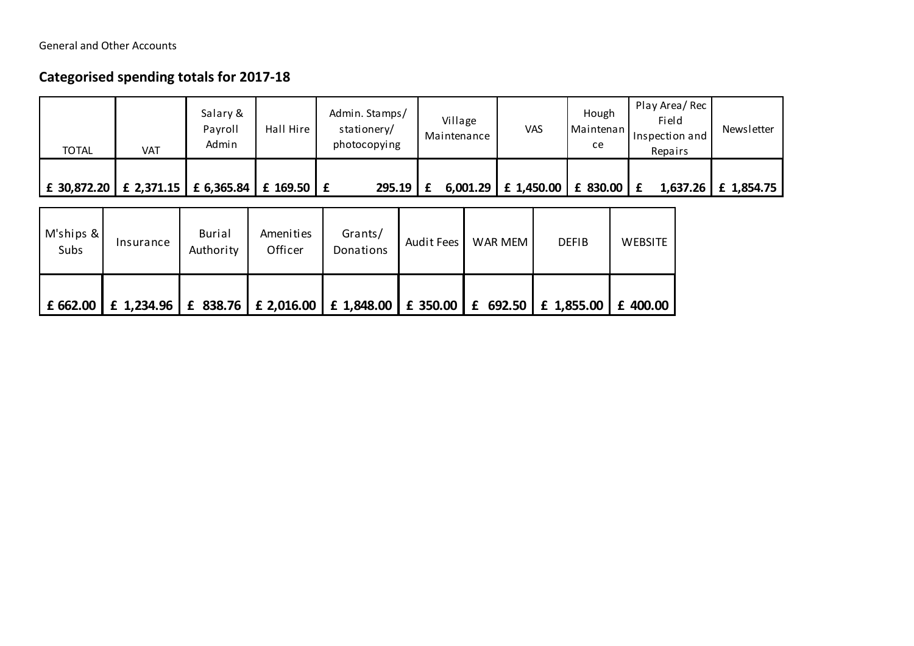General and Other Accounts

## Categorised spending totals for 2017-18

| TOTAL | VAT | Salary & Payroll Admin | Hall Hire | Admin. Stamps/ stationery/ photocopying | Village Maintenance | VAS | Hough Maintenance | Play Area/ Rec Field Inspection and Repairs | Newsletter |
|---|---|---|---|---|---|---|---|---|---|
| **£ 30,872.20** | **£ 2,371.15** | **£ 6,365.84** | **£ 169.50** | **£ 295.19** | **£ 6,001.29** | **£ 1,450.00** | **£ 830.00** | **£ 1,637.26** | **£ 1,854.75** |

| M'ships & Subs | Insurance | Burial Authority | Amenities Officer | Grants/ Donations | Audit Fees | WAR MEM | DEFIB | WEBSITE |
|---|---|---|---|---|---|---|---|---|
| **£ 662.00** | **£ 1,234.96** | **£ 838.76** | **£ 2,016.00** | **£ 1,848.00** | **£ 350.00** | **£ 692.50** | **£ 1,855.00** | **£ 400.00** |